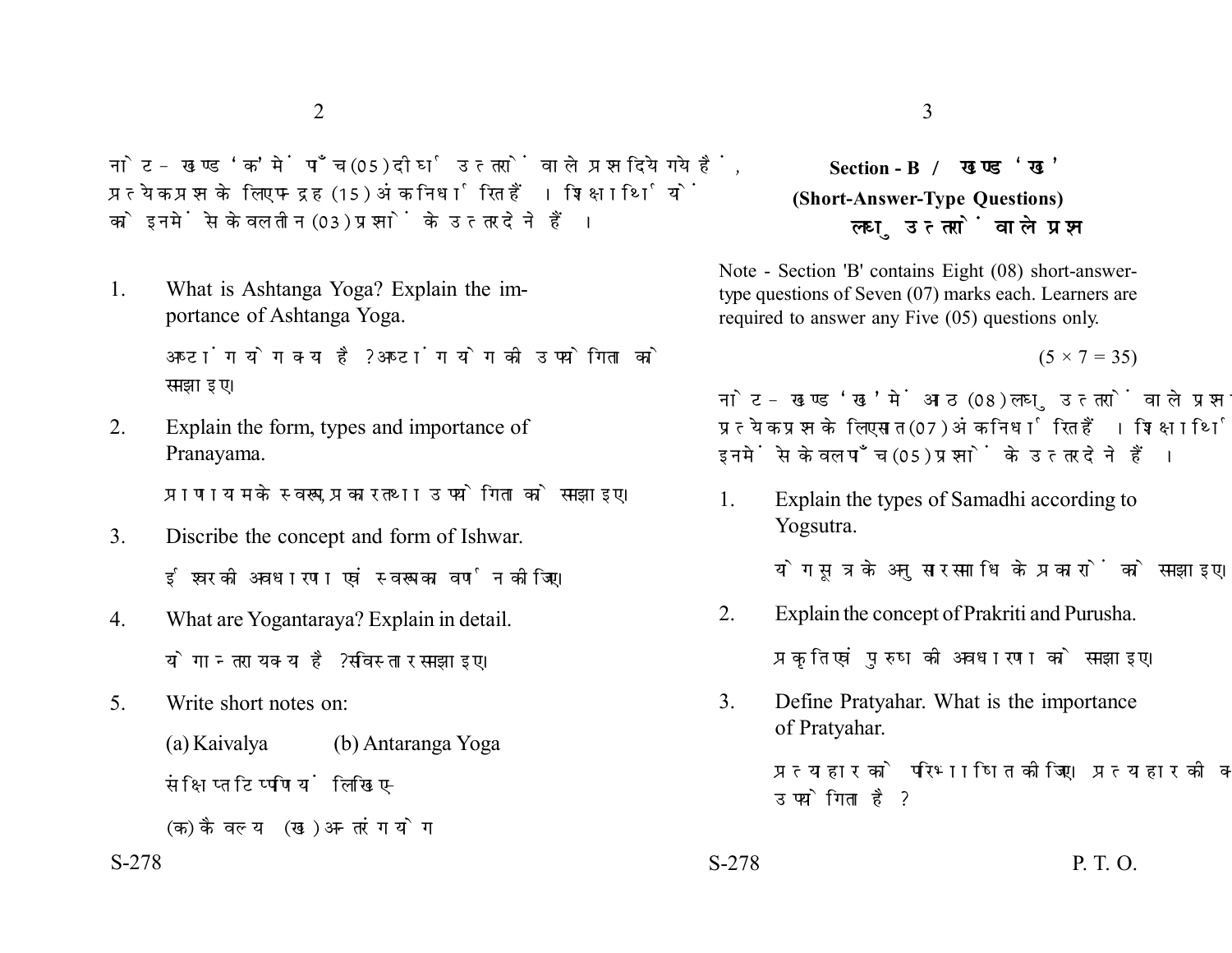नोट - खण्ड 'क' में पाँच (05) दीर्घ उत्तरों वाले प्रश्न दिये गये हैं, प्रत्येक प्रश्न के लिए पन्द्रह (15) अंक निर्धारित हैं। शिक्षार्थियों को इनमें से केवल तीन (03) प्रश्नों के उत्तर देने हैं।

1. What is Ashtanga Yoga? Explain the importance of Ashtanga Yoga.

   अष्टांग योग क्या है? अष्टांग योग की उपयोगिता को समझाइए।

2. Explain the form, types and importance of Pranayama.

   प्राणायाम के स्वरूप, प्रकार तथा उपयोगिता को समझाइए।

3. Discribe the concept and form of Ishwar.

   ईश्वर की अवधारणा एवं स्वरूप का वर्णन कीजिए।

4. What are Yogantaraya? Explain in detail.

   योगान्तराय क्या है? सविस्तार समझाइए।

5. Write short notes on:

   (a) Kaivalya (b) Antaranga Yoga

   संक्षिप्त टिप्पणियाँ लिखिए-

   (क) कैवल्य (ख) अन्तरंग योग

## Section - B / खण्ड 'ख'

### (Short-Answer-Type Questions)

### लघु उत्तरों वाले प्रश्न

Note - Section 'B' contains Eight (08) short-answer-type questions of Seven (07) marks each. Learners are required to answer any Five (05) questions only.

(5 × 7 = 35)

नोट - खण्ड 'ख' में आठ (08) लघु उत्तरों वाले प्रश्न दिये गये हैं, प्रत्येक प्रश्न के लिए सात (07) अंक निर्धारित हैं। शिक्षार्थियों को इनमें से केवल पाँच (05) प्रश्नों के उत्तर देने हैं।

1. Explain the types of Samadhi according to Yogsutra.

   योगसूत्र के अनुसार समाधि के प्रकारों को समझाइए।

2. Explain the concept of Prakriti and Purusha.

   प्रकृति एवं पुरुष की अवधारणा को समझाइए।

3. Define Pratyahar. What is the importance of Pratyahar.

   प्रत्याहार को परिभाषित कीजिए। प्रत्याहार की क्या उपयोगिता है?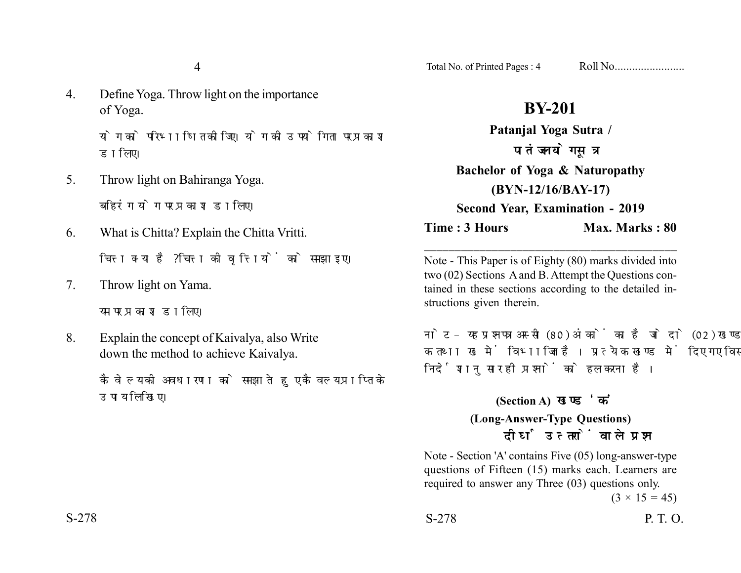4. Define Yoga. Throw light on the importance of Yoga.

   योग को परिभाषित कीजिए। योग की उपयोगिता पर प्रकाश डालिए।

5. Throw light on Bahiranga Yoga.

   बहिरंग योग पर प्रकाश डालिए।

6. What is Chitta? Explain the Chitta Vritti.

   चित्त क्या है? चित्त की वृत्तियों को समझाइए।

7. Throw light on Yama.

   यम पर प्रकाश डालिए।

8. Explain the concept of Kaivalya, also Write down the method to achieve Kaivalya.

   कैवेल्य की अवधारणा को समझाते हुए कैवल्य प्राप्ति के उपाय लिखिए।

Total No. of Printed Pages : 4 Roll No........................

# BY-201

## Patanjal Yoga Sutra / पातंजल योग सूत्र

### Bachelor of Yoga & Naturopathy (BYN-12/16/BAY-17)

### Second Year, Examination - 2019

**Time : 3 Hours** **Max. Marks : 80**

---

Note - This Paper is of Eighty (80) marks divided into two (02) Sections A and B. Attempt the Questions contained in these sections according to the detailed instructions given therein.

नोट - यह प्रश्नपत्र अस्सी (80) अंकों का है जो दो (02) खण्डों क तथा ख में विभाजित है। प्रत्येक खण्ड में दिए गए विस्तृत निर्देशानुसार ही प्रश्नों को हल करना है।

### (Section A) खण्ड 'क'

### (Long-Answer-Type Questions) दीर्घ उत्तरों वाले प्रश्न

Note - Section 'A' contains Five (05) long-answer-type questions of Fifteen (15) marks each. Learners are required to answer any Three (03) questions only.

$(3 \times 15 = 45)$

S-278 P. T. O.